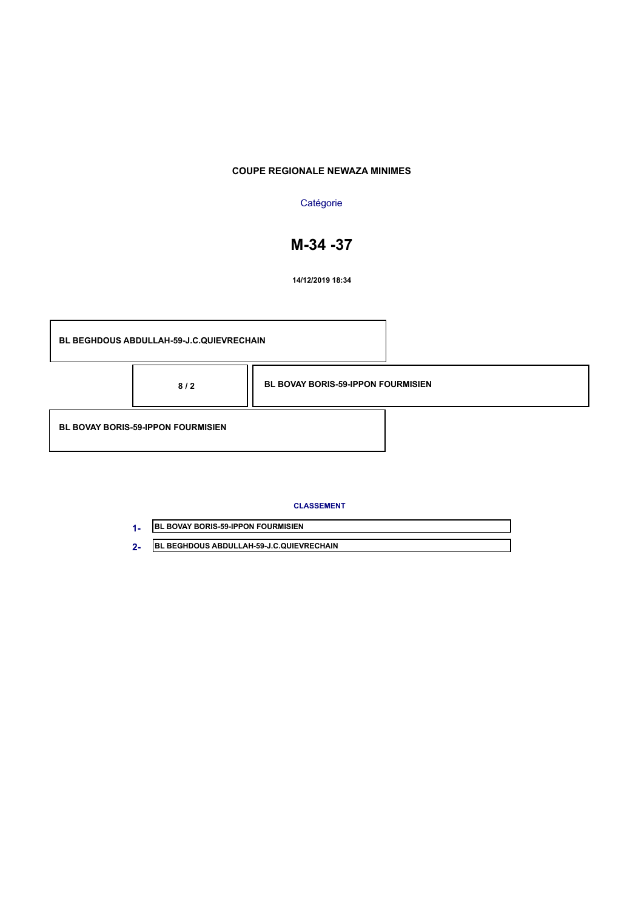# COUPE REGIONALE NEWAZA MINIMES

Catégorie

## M-34 -37

**14/12/2019 18:34**

**BL BEGHDOUS ABDULLAH-59-J.C.QUIEVRECHAIN**

**8 / 2**

**BL BOVAY BORIS-59-IPPON FOURMISIEN**

**BL BOVAY BORIS-59-IPPON FOURMISIEN**

**CLASSEMENT**

1- BL BOVAY BORIS-59-IPPON FOURMISIEN

2- BL BEGHDOUS ABDULLAH-59-J.C.QUIEVRECHAIN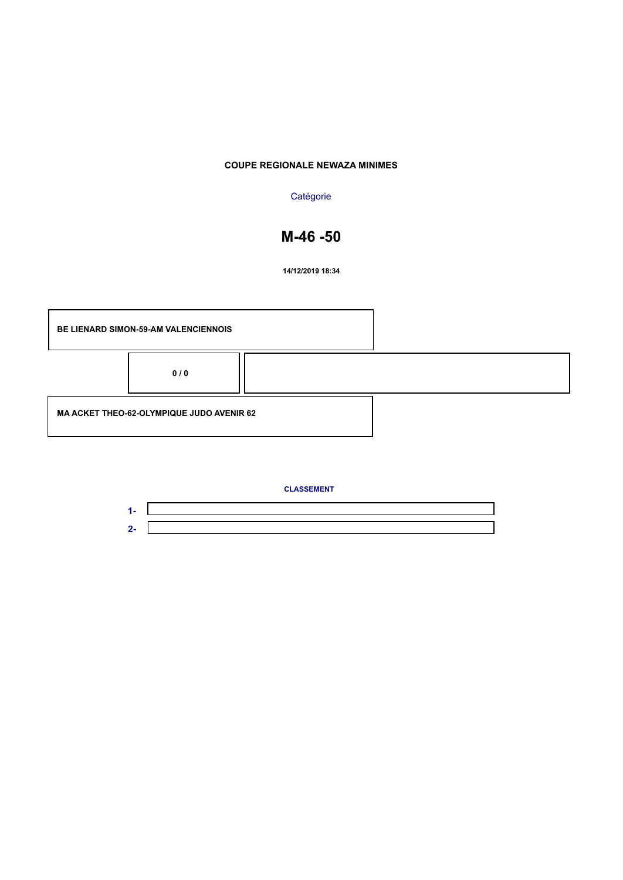**COUPE REGIONALE NEWAZA MINIMES**

Catégorie

# M-46 -50

**14/12/2019 18:34**

| | |
|---|---|
| **BE LIENARD SIMON-59-AM VALENCIENNOIS** | |
| **0 / 0** | |
| **MA ACKET THEO-62-OLYMPIQUE JUDO AVENIR 62** | |

**CLASSEMENT**

**1-**

**2-**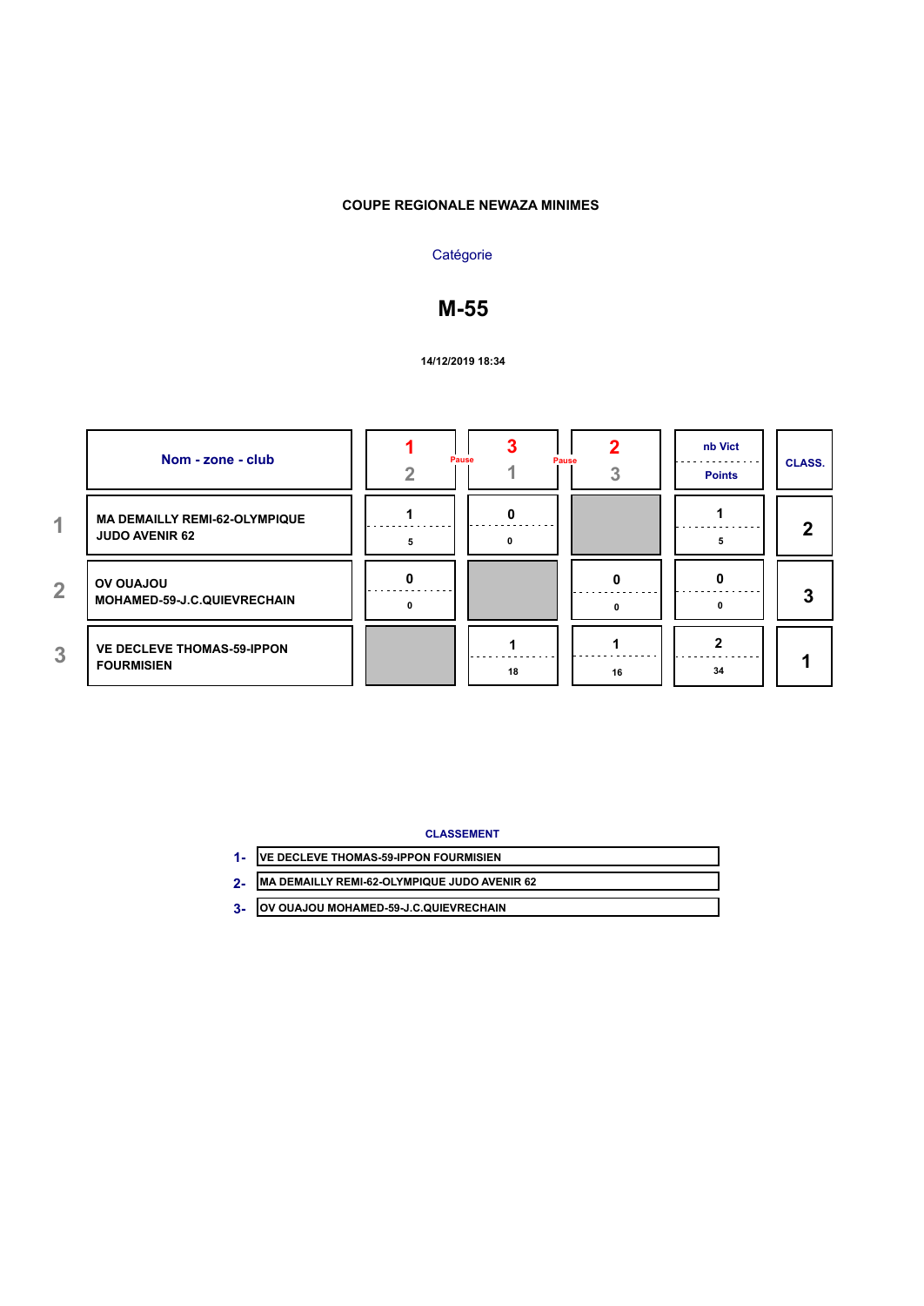**COUPE REGIONALE NEWAZA MINIMES**

Catégorie

# M-55

**14/12/2019 18:34**

| | Nom - zone - club | 1 / 2 | Pause | 3 / 1 | Pause | 2 / 3 | nb Vict / Points | CLASS. |
|---|---|---|---|---|---|---|---|---|
| 1 | MA DEMAILLY REMI-62-OLYMPIQUE JUDO AVENIR 62 | 1 / 5 | | 0 / 0 | | | 1 / 5 | 2 |
| 2 | OV OUAJOU MOHAMED-59-J.C.QUIEVRECHAIN | 0 / 0 | | | | 0 / 0 | 0 / 0 | 3 |
| 3 | VE DECLEVE THOMAS-59-IPPON FOURMISIEN | | | 1 / 18 | | 1 / 16 | 2 / 34 | 1 |

**CLASSEMENT**

1- VE DECLEVE THOMAS-59-IPPON FOURMISIEN

2- MA DEMAILLY REMI-62-OLYMPIQUE JUDO AVENIR 62

3- OV OUAJOU MOHAMED-59-J.C.QUIEVRECHAIN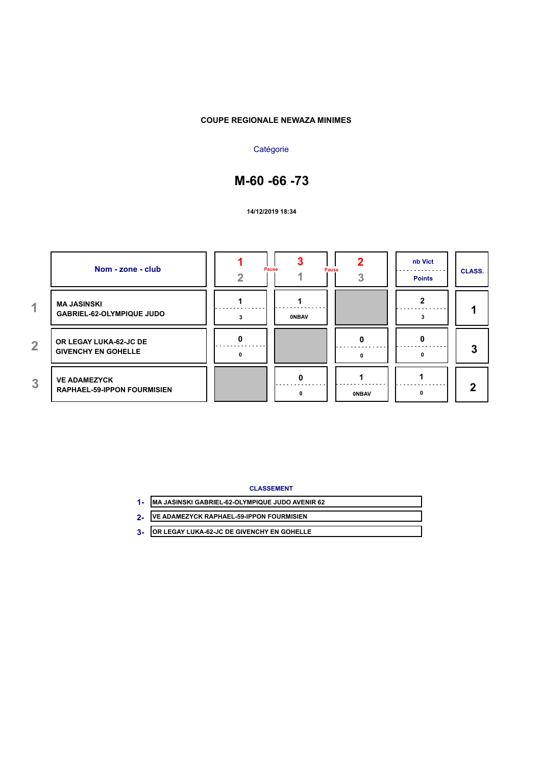**COUPE REGIONALE NEWAZA MINIMES**

Catégorie

# M-60 -66 -73

**14/12/2019 18:34**

| | Nom - zone - club | 1 / 2 | Pause | 3 / 1 | Pause | 2 / 3 | nb Vict / Points | CLASS. |
|---|---|---|---|---|---|---|---|---|
| 1 | MA JASINSKI GABRIEL-62-OLYMPIQUE JUDO | 1 / 3 | | 1 / 0NBAV | | | 2 / 3 | 1 |
| 2 | OR LEGAY LUKA-62-JC DE GIVENCHY EN GOHELLE | 0 / 0 | | | | 0 / 0 | 0 / 0 | 3 |
| 3 | VE ADAMEZYCK RAPHAEL-59-IPPON FOURMISIEN | | | 0 / 0 | | 1 / 0NBAV | 1 / 0 | 2 |

**CLASSEMENT**

1- MA JASINSKI GABRIEL-62-OLYMPIQUE JUDO AVENIR 62

2- VE ADAMEZYCK RAPHAEL-59-IPPON FOURMISIEN

3- OR LEGAY LUKA-62-JC DE GIVENCHY EN GOHELLE